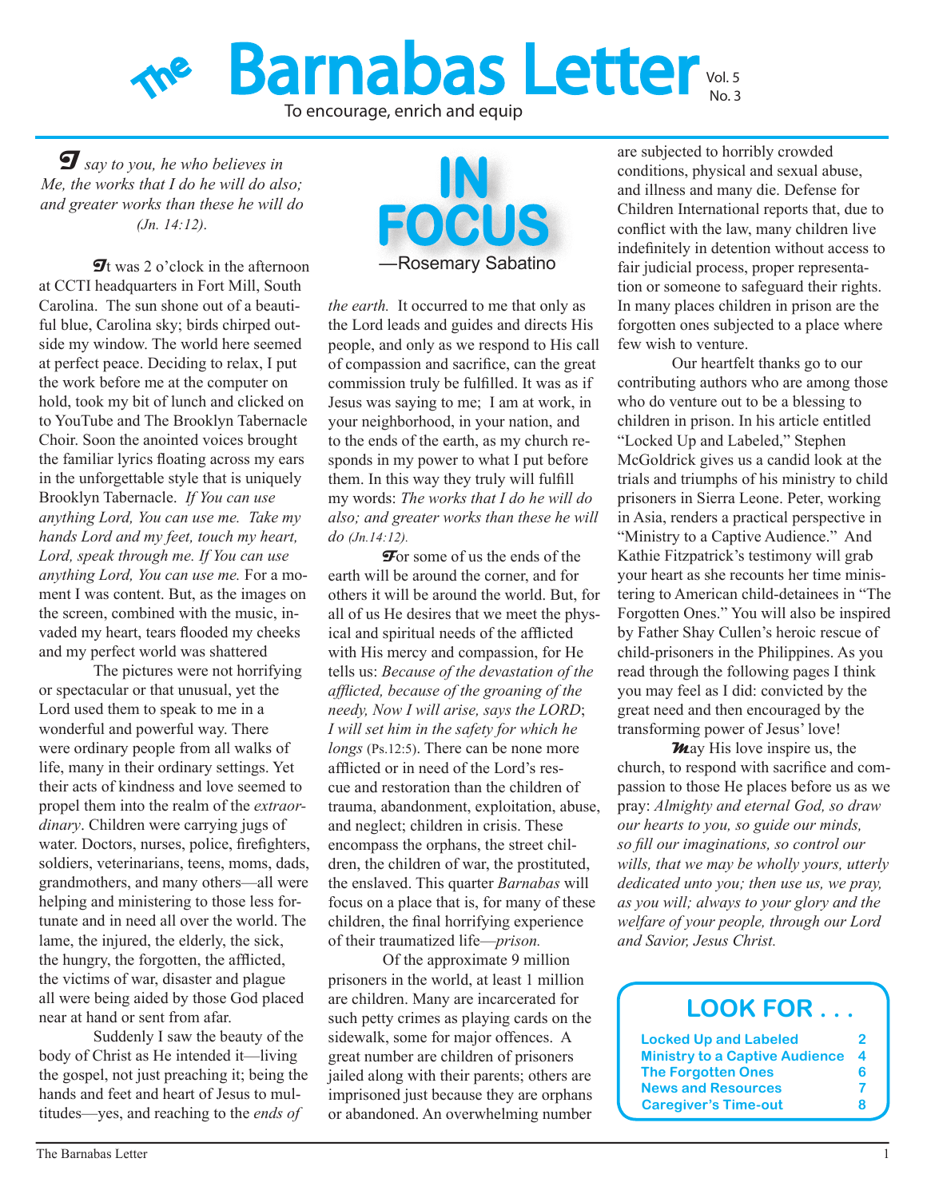# The Barnabas Letter

Vol. 5
No. 3

To encourage, enrich and equip

*I say to you, he who believes in Me, the works that I do he will do also; and greater works than these he will do (Jn. 14:12).*

## IN FOCUS

—Rosemary Sabatino

It was 2 o'clock in the afternoon at CCTI headquarters in Fort Mill, South Carolina. The sun shone out of a beautiful blue, Carolina sky; birds chirped outside my window. The world here seemed at perfect peace. Deciding to relax, I put the work before me at the computer on hold, took my bit of lunch and clicked on to YouTube and The Brooklyn Tabernacle Choir. Soon the anointed voices brought the familiar lyrics floating across my ears in the unforgettable style that is uniquely Brooklyn Tabernacle. *If You can use anything Lord, You can use me. Take my hands Lord and my feet, touch my heart, Lord, speak through me. If You can use anything Lord, You can use me.* For a moment I was content. But, as the images on the screen, combined with the music, invaded my heart, tears flooded my cheeks and my perfect world was shattered

The pictures were not horrifying or spectacular or that unusual, yet the Lord used them to speak to me in a wonderful and powerful way. There were ordinary people from all walks of life, many in their ordinary settings. Yet their acts of kindness and love seemed to propel them into the realm of the *extraordinary*. Children were carrying jugs of water. Doctors, nurses, police, firefighters, soldiers, veterinarians, teens, moms, dads, grandmothers, and many others—all were helping and ministering to those less fortunate and in need all over the world. The lame, the injured, the elderly, the sick, the hungry, the forgotten, the afflicted, the victims of war, disaster and plague all were being aided by those God placed near at hand or sent from afar.

Suddenly I saw the beauty of the body of Christ as He intended it—living the gospel, not just preaching it; being the hands and feet and heart of Jesus to multitudes—yes, and reaching to the *ends of the earth.* It occurred to me that only as the Lord leads and guides and directs His people, and only as we respond to His call of compassion and sacrifice, can the great commission truly be fulfilled. It was as if Jesus was saying to me; I am at work, in your neighborhood, in your nation, and to the ends of the earth, as my church responds in my power to what I put before them. In this way they truly will fulfill my words: *The works that I do he will do also; and greater works than these he will do (Jn.14:12).*

For some of us the ends of the earth will be around the corner, and for others it will be around the world. But, for all of us He desires that we meet the physical and spiritual needs of the afflicted with His mercy and compassion, for He tells us: *Because of the devastation of the afflicted, because of the groaning of the needy, Now I will arise, says the LORD; I will set him in the safety for which he longs* (Ps.12:5). There can be none more afflicted or in need of the Lord's rescue and restoration than the children of trauma, abandonment, exploitation, abuse, and neglect; children in crisis. These encompass the orphans, the street children, the children of war, the prostituted, the enslaved. This quarter *Barnabas* will focus on a place that is, for many of these children, the final horrifying experience of their traumatized life—*prison.*

Of the approximate 9 million prisoners in the world, at least 1 million are children. Many are incarcerated for such petty crimes as playing cards on the sidewalk, some for major offences. A great number are children of prisoners jailed along with their parents; others are imprisoned just because they are orphans or abandoned. An overwhelming number are subjected to horribly crowded conditions, physical and sexual abuse, and illness and many die. Defense for Children International reports that, due to conflict with the law, many children live indefinitely in detention without access to fair judicial process, proper representation or someone to safeguard their rights. In many places children in prison are the forgotten ones subjected to a place where few wish to venture.

Our heartfelt thanks go to our contributing authors who are among those who do venture out to be a blessing to children in prison. In his article entitled "Locked Up and Labeled," Stephen McGoldrick gives us a candid look at the trials and triumphs of his ministry to child prisoners in Sierra Leone. Peter, working in Asia, renders a practical perspective in "Ministry to a Captive Audience." And Kathie Fitzpatrick's testimony will grab your heart as she recounts her time ministering to American child-detainees in "The Forgotten Ones." You will also be inspired by Father Shay Cullen's heroic rescue of child-prisoners in the Philippines. As you read through the following pages I think you may feel as I did: convicted by the great need and then encouraged by the transforming power of Jesus' love!

May His love inspire us, the church, to respond with sacrifice and compassion to those He places before us as we pray: *Almighty and eternal God, so draw our hearts to you, so guide our minds, so fill our imaginations, so control our wills, that we may be wholly yours, utterly dedicated unto you; then use us, we pray, as you will; always to your glory and the welfare of your people, through our Lord and Savior, Jesus Christ.*

### LOOK FOR . . .

| | |
|---|---|
| Locked Up and Labeled | 2 |
| Ministry to a Captive Audience | 4 |
| The Forgotten Ones | 6 |
| News and Resources | 7 |
| Caregiver's Time-out | 8 |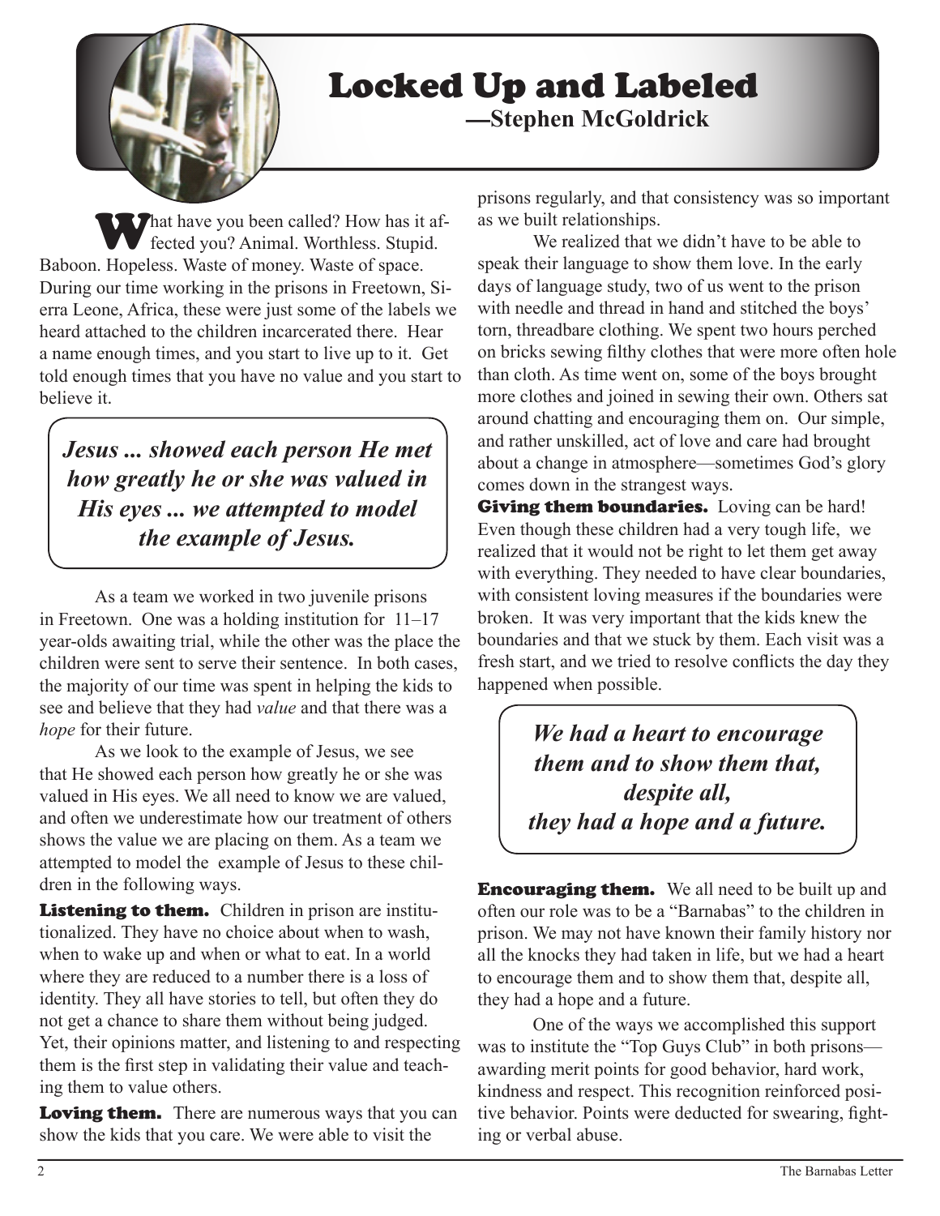# Locked Up and Labeled

**—Stephen McGoldrick**

What have you been called? How has it affected you? Animal. Worthless. Stupid. Baboon. Hopeless. Waste of money. Waste of space. During our time working in the prisons in Freetown, Sierra Leone, Africa, these were just some of the labels we heard attached to the children incarcerated there. Hear a name enough times, and you start to live up to it. Get told enough times that you have no value and you start to believe it.

> ***Jesus ... showed each person He met how greatly he or she was valued in His eyes ... we attempted to model the example of Jesus.***

As a team we worked in two juvenile prisons in Freetown. One was a holding institution for 11–17 year-olds awaiting trial, while the other was the place the children were sent to serve their sentence. In both cases, the majority of our time was spent in helping the kids to see and believe that they had *value* and that there was a *hope* for their future.

As we look to the example of Jesus, we see that He showed each person how greatly he or she was valued in His eyes. We all need to know we are valued, and often we underestimate how our treatment of others shows the value we are placing on them. As a team we attempted to model the example of Jesus to these children in the following ways.

**Listening to them.** Children in prison are institutionalized. They have no choice about when to wash, when to wake up and when or what to eat. In a world where they are reduced to a number there is a loss of identity. They all have stories to tell, but often they do not get a chance to share them without being judged. Yet, their opinions matter, and listening to and respecting them is the first step in validating their value and teaching them to value others.

**Loving them.** There are numerous ways that you can show the kids that you care. We were able to visit the prisons regularly, and that consistency was so important as we built relationships.

We realized that we didn't have to be able to speak their language to show them love. In the early days of language study, two of us went to the prison with needle and thread in hand and stitched the boys' torn, threadbare clothing. We spent two hours perched on bricks sewing filthy clothes that were more often hole than cloth. As time went on, some of the boys brought more clothes and joined in sewing their own. Others sat around chatting and encouraging them on. Our simple, and rather unskilled, act of love and care had brought about a change in atmosphere—sometimes God's glory comes down in the strangest ways.

**Giving them boundaries.** Loving can be hard! Even though these children had a very tough life, we realized that it would not be right to let them get away with everything. They needed to have clear boundaries, with consistent loving measures if the boundaries were broken. It was very important that the kids knew the boundaries and that we stuck by them. Each visit was a fresh start, and we tried to resolve conflicts the day they happened when possible.

> ***We had a heart to encourage them and to show them that, despite all, they had a hope and a future.***

**Encouraging them.** We all need to be built up and often our role was to be a "Barnabas" to the children in prison. We may not have known their family history nor all the knocks they had taken in life, but we had a heart to encourage them and to show them that, despite all, they had a hope and a future.

One of the ways we accomplished this support was to institute the "Top Guys Club" in both prisons—awarding merit points for good behavior, hard work, kindness and respect. This recognition reinforced positive behavior. Points were deducted for swearing, fighting or verbal abuse.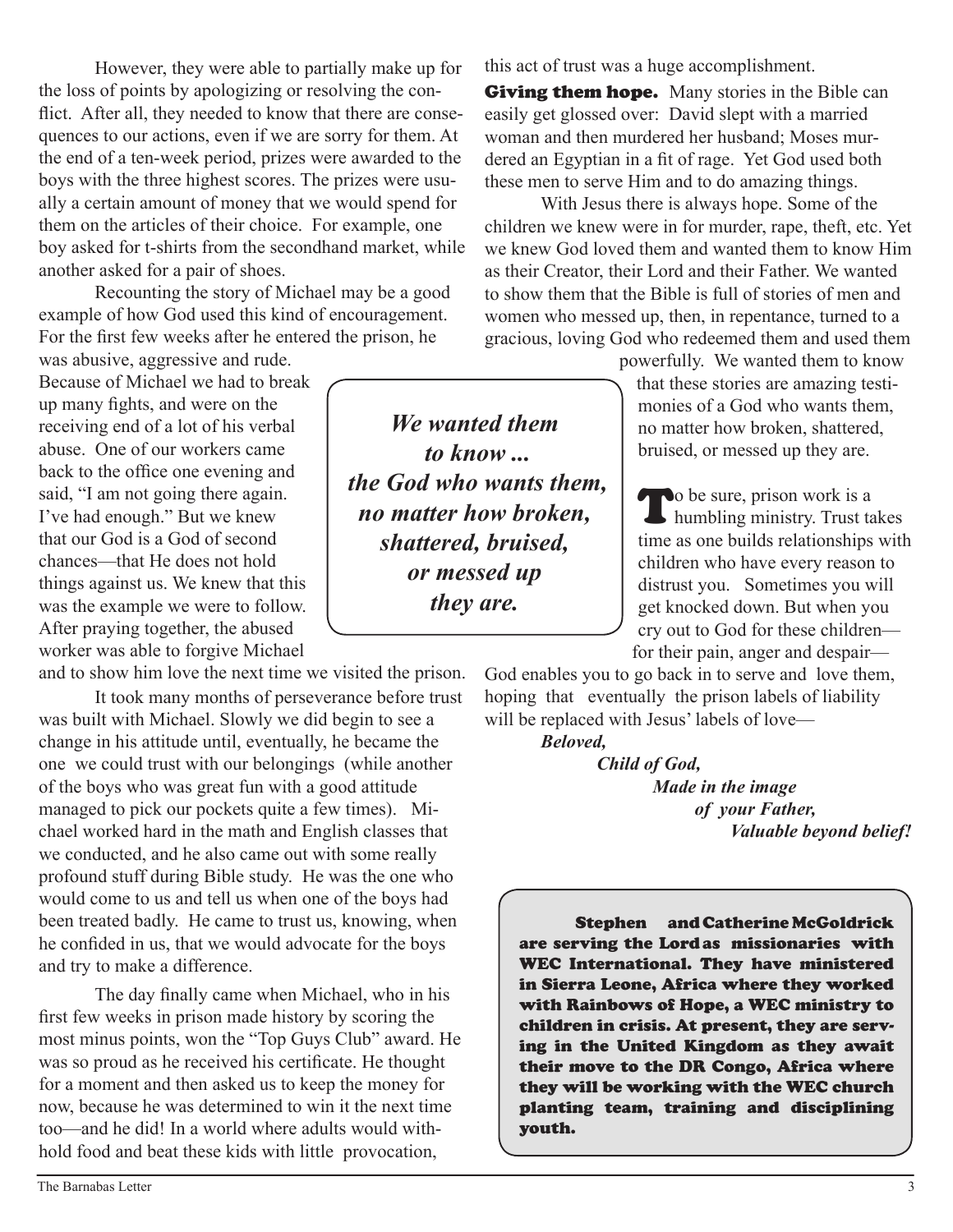However, they were able to partially make up for the loss of points by apologizing or resolving the conflict. After all, they needed to know that there are consequences to our actions, even if we are sorry for them. At the end of a ten-week period, prizes were awarded to the boys with the three highest scores. The prizes were usually a certain amount of money that we would spend for them on the articles of their choice. For example, one boy asked for t-shirts from the secondhand market, while another asked for a pair of shoes.

Recounting the story of Michael may be a good example of how God used this kind of encouragement. For the first few weeks after he entered the prison, he was abusive, aggressive and rude. Because of Michael we had to break up many fights, and were on the receiving end of a lot of his verbal abuse. One of our workers came back to the office one evening and said, "I am not going there again. I've had enough." But we knew that our God is a God of second chances—that He does not hold things against us. We knew that this was the example we were to follow. After praying together, the abused worker was able to forgive Michael and to show him love the next time we visited the prison.

It took many months of perseverance before trust was built with Michael. Slowly we did begin to see a change in his attitude until, eventually, he became the one we could trust with our belongings (while another of the boys who was great fun with a good attitude managed to pick our pockets quite a few times). Michael worked hard in the math and English classes that we conducted, and he also came out with some really profound stuff during Bible study. He was the one who would come to us and tell us when one of the boys had been treated badly. He came to trust us, knowing, when he confided in us, that we would advocate for the boys and try to make a difference.

The day finally came when Michael, who in his first few weeks in prison made history by scoring the most minus points, won the "Top Guys Club" award. He was so proud as he received his certificate. He thought for a moment and then asked us to keep the money for now, because he was determined to win it the next time too—and he did! In a world where adults would withhold food and beat these kids with little provocation, this act of trust was a huge accomplishment.

**Giving them hope.** Many stories in the Bible can easily get glossed over: David slept with a married woman and then murdered her husband; Moses murdered an Egyptian in a fit of rage. Yet God used both these men to serve Him and to do amazing things.

With Jesus there is always hope. Some of the children we knew were in for murder, rape, theft, etc. Yet we knew God loved them and wanted them to know Him as their Creator, their Lord and their Father. We wanted to show them that the Bible is full of stories of men and women who messed up, then, in repentance, turned to a gracious, loving God who redeemed them and used them powerfully. We wanted them to know that these stories are amazing testimonies of a God who wants them, no matter how broken, shattered, bruised, or messed up they are.

> ***We wanted them to know ... the God who wants them, no matter how broken, shattered, bruised, or messed up they are.***

To be sure, prison work is a humbling ministry. Trust takes time as one builds relationships with children who have every reason to distrust you. Sometimes you will get knocked down. But when you cry out to God for these children—for their pain, anger and despair—God enables you to go back in to serve and love them, hoping that eventually the prison labels of liability will be replaced with Jesus' labels of love—

*Beloved,*
*Child of God,*
*Made in the image*
*of your Father,*
*Valuable beyond belief!*

**Stephen and Catherine McGoldrick are serving the Lord as missionaries with WEC International. They have ministered in Sierra Leone, Africa where they worked with Rainbows of Hope, a WEC ministry to children in crisis. At present, they are serving in the United Kingdom as they await their move to the DR Congo, Africa where they will be working with the WEC church planting team, training and disciplining youth.**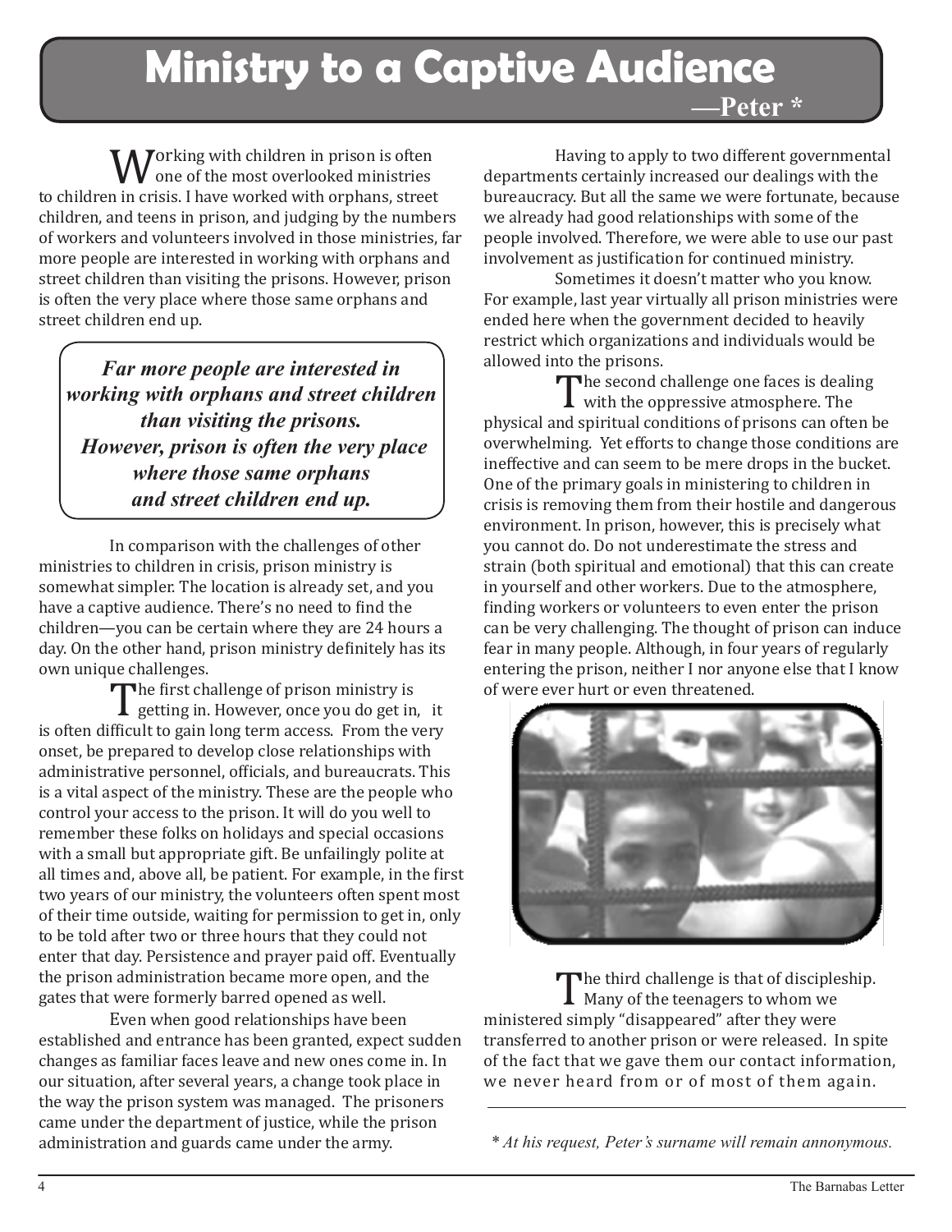# Ministry to a Captive Audience

**—Peter ***

Working with children in prison is often one of the most overlooked ministries to children in crisis. I have worked with orphans, street children, and teens in prison, and judging by the numbers of workers and volunteers involved in those ministries, far more people are interested in working with orphans and street children than visiting the prisons. However, prison is often the very place where those same orphans and street children end up.

> ***Far more people are interested in working with orphans and street children than visiting the prisons. However, prison is often the very place where those same orphans and street children end up.***

In comparison with the challenges of other ministries to children in crisis, prison ministry is somewhat simpler. The location is already set, and you have a captive audience. There's no need to find the children—you can be certain where they are 24 hours a day. On the other hand, prison ministry definitely has its own unique challenges.

The first challenge of prison ministry is getting in. However, once you do get in, it is often difficult to gain long term access. From the very onset, be prepared to develop close relationships with administrative personnel, officials, and bureaucrats. This is a vital aspect of the ministry. These are the people who control your access to the prison. It will do you well to remember these folks on holidays and special occasions with a small but appropriate gift. Be unfailingly polite at all times and, above all, be patient. For example, in the first two years of our ministry, the volunteers often spent most of their time outside, waiting for permission to get in, only to be told after two or three hours that they could not enter that day. Persistence and prayer paid off. Eventually the prison administration became more open, and the gates that were formerly barred opened as well.

Even when good relationships have been established and entrance has been granted, expect sudden changes as familiar faces leave and new ones come in. In our situation, after several years, a change took place in the way the prison system was managed. The prisoners came under the department of justice, while the prison administration and guards came under the army.

Having to apply to two different governmental departments certainly increased our dealings with the bureaucracy. But all the same we were fortunate, because we already had good relationships with some of the people involved. Therefore, we were able to use our past involvement as justification for continued ministry.

Sometimes it doesn't matter who you know. For example, last year virtually all prison ministries were ended here when the government decided to heavily restrict which organizations and individuals would be allowed into the prisons.

The second challenge one faces is dealing with the oppressive atmosphere. The physical and spiritual conditions of prisons can often be overwhelming. Yet efforts to change those conditions are ineffective and can seem to be mere drops in the bucket. One of the primary goals in ministering to children in crisis is removing them from their hostile and dangerous environment. In prison, however, this is precisely what you cannot do. Do not underestimate the stress and strain (both spiritual and emotional) that this can create in yourself and other workers. Due to the atmosphere, finding workers or volunteers to even enter the prison can be very challenging. The thought of prison can induce fear in many people. Although, in four years of regularly entering the prison, neither I nor anyone else that I know of were ever hurt or even threatened.

The third challenge is that of discipleship. Many of the teenagers to whom we ministered simply "disappeared" after they were transferred to another prison or were released. In spite of the fact that we gave them our contact information, we never heard from or of most of them again.

---

*\* At his request, Peter's surname will remain annonymous.*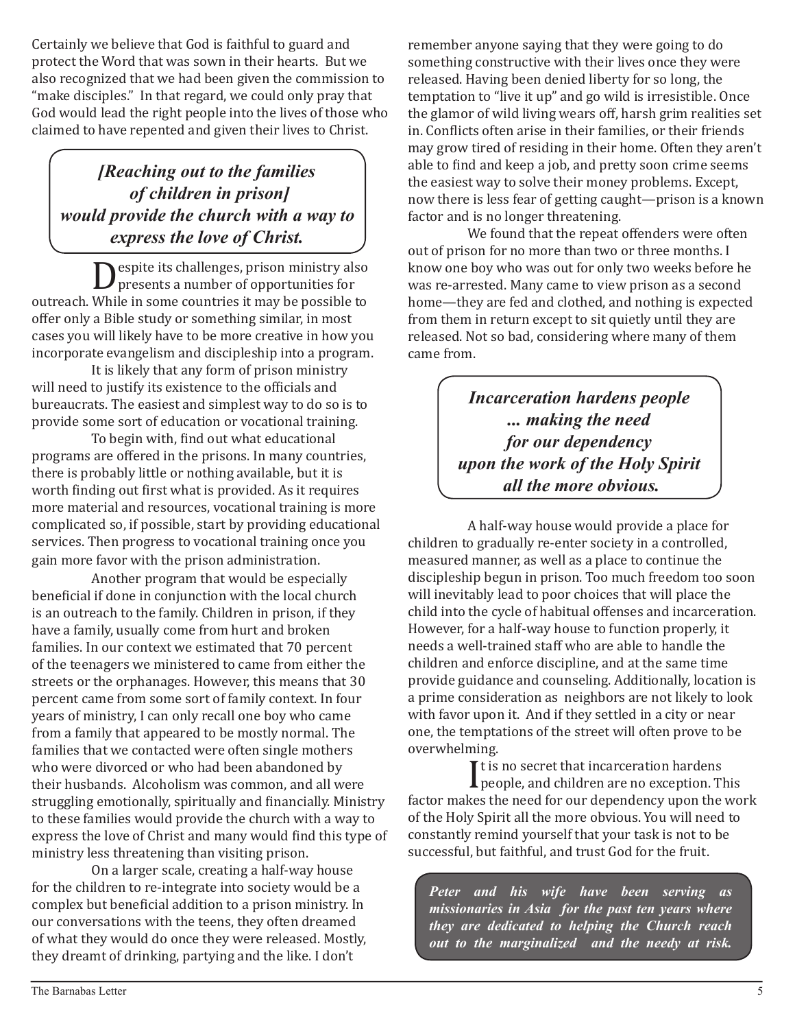Certainly we believe that God is faithful to guard and protect the Word that was sown in their hearts. But we also recognized that we had been given the commission to "make disciples." In that regard, we could only pray that God would lead the right people into the lives of those who claimed to have repented and given their lives to Christ.

> ***[Reaching out to the families of children in prison] would provide the church with a way to express the love of Christ.***

Despite its challenges, prison ministry also presents a number of opportunities for outreach. While in some countries it may be possible to offer only a Bible study or something similar, in most cases you will likely have to be more creative in how you incorporate evangelism and discipleship into a program.

It is likely that any form of prison ministry will need to justify its existence to the officials and bureaucrats. The easiest and simplest way to do so is to provide some sort of education or vocational training.

To begin with, find out what educational programs are offered in the prisons. In many countries, there is probably little or nothing available, but it is worth finding out first what is provided. As it requires more material and resources, vocational training is more complicated so, if possible, start by providing educational services. Then progress to vocational training once you gain more favor with the prison administration.

Another program that would be especially beneficial if done in conjunction with the local church is an outreach to the family. Children in prison, if they have a family, usually come from hurt and broken families. In our context we estimated that 70 percent of the teenagers we ministered to came from either the streets or the orphanages. However, this means that 30 percent came from some sort of family context. In four years of ministry, I can only recall one boy who came from a family that appeared to be mostly normal. The families that we contacted were often single mothers who were divorced or who had been abandoned by their husbands. Alcoholism was common, and all were struggling emotionally, spiritually and financially. Ministry to these families would provide the church with a way to express the love of Christ and many would find this type of ministry less threatening than visiting prison.

On a larger scale, creating a half-way house for the children to re-integrate into society would be a complex but beneficial addition to a prison ministry. In our conversations with the teens, they often dreamed of what they would do once they were released. Mostly, they dreamt of drinking, partying and the like. I don't remember anyone saying that they were going to do something constructive with their lives once they were released. Having been denied liberty for so long, the temptation to "live it up" and go wild is irresistible. Once the glamor of wild living wears off, harsh grim realities set in. Conflicts often arise in their families, or their friends may grow tired of residing in their home. Often they aren't able to find and keep a job, and pretty soon crime seems the easiest way to solve their money problems. Except, now there is less fear of getting caught—prison is a known factor and is no longer threatening.

We found that the repeat offenders were often out of prison for no more than two or three months. I know one boy who was out for only two weeks before he was re-arrested. Many came to view prison as a second home—they are fed and clothed, and nothing is expected from them in return except to sit quietly until they are released. Not so bad, considering where many of them came from.

> ***Incarceration hardens people ... making the need for our dependency upon the work of the Holy Spirit all the more obvious.***

A half-way house would provide a place for children to gradually re-enter society in a controlled, measured manner, as well as a place to continue the discipleship begun in prison. Too much freedom too soon will inevitably lead to poor choices that will place the child into the cycle of habitual offenses and incarceration. However, for a half-way house to function properly, it needs a well-trained staff who are able to handle the children and enforce discipline, and at the same time provide guidance and counseling. Additionally, location is a prime consideration as neighbors are not likely to look with favor upon it. And if they settled in a city or near one, the temptations of the street will often prove to be overwhelming.

It is no secret that incarceration hardens people, and children are no exception. This factor makes the need for our dependency upon the work of the Holy Spirit all the more obvious. You will need to constantly remind yourself that your task is not to be successful, but faithful, and trust God for the fruit.

***Peter and his wife have been serving as missionaries in Asia for the past ten years where they are dedicated to helping the Church reach out to the marginalized and the needy at risk.***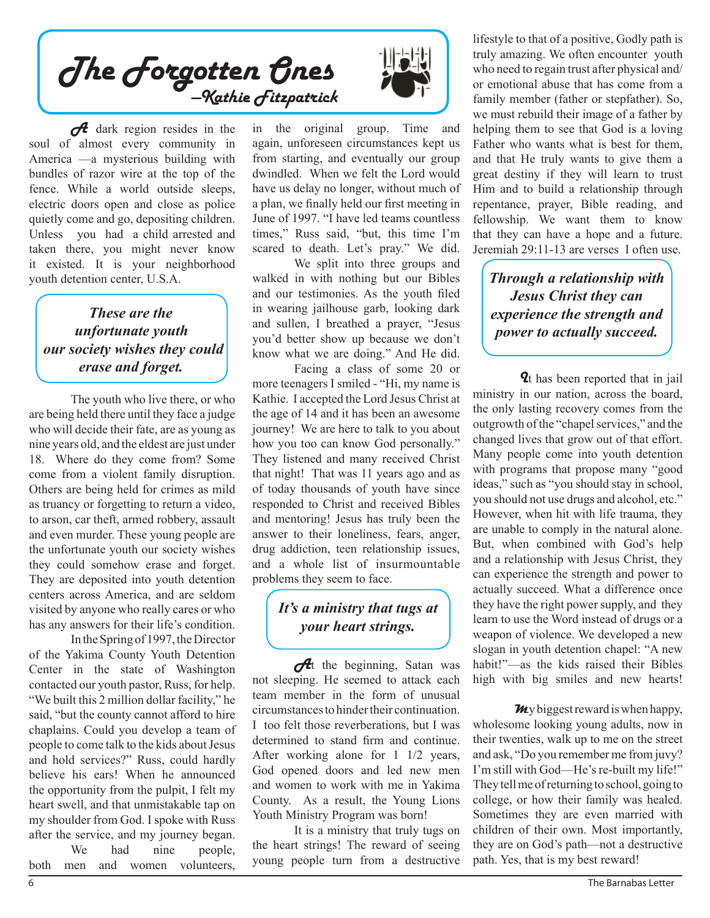# The Forgotten Ones

*—Kathie Fitzpatrick*

A dark region resides in the soul of almost every community in America —a mysterious building with bundles of razor wire at the top of the fence. While a world outside sleeps, electric doors open and close as police quietly come and go, depositing children. Unless you had a child arrested and taken there, you might never know it existed. It is your neighborhood youth detention center, U.S.A.

> ***These are the unfortunate youth our society wishes they could erase and forget.***

The youth who live there, or who are being held there until they face a judge who will decide their fate, are as young as nine years old, and the eldest are just under 18. Where do they come from? Some come from a violent family disruption. Others are being held for crimes as mild as truancy or forgetting to return a video, to arson, car theft, armed robbery, assault and even murder. These young people are the unfortunate youth our society wishes they could somehow erase and forget. They are deposited into youth detention centers across America, and are seldom visited by anyone who really cares or who has any answers for their life's condition.

In the Spring of 1997, the Director of the Yakima County Youth Detention Center in the state of Washington contacted our youth pastor, Russ, for help. "We built this 2 million dollar facility," he said, "but the county cannot afford to hire chaplains. Could you develop a team of people to come talk to the kids about Jesus and hold services?" Russ, could hardly believe his ears! When he announced the opportunity from the pulpit, I felt my heart swell, and that unmistakable tap on my shoulder from God. I spoke with Russ after the service, and my journey began.

We had nine people, both men and women volunteers, in the original group. Time and again, unforeseen circumstances kept us from starting, and eventually our group dwindled. When we felt the Lord would have us delay no longer, without much of a plan, we finally held our first meeting in June of 1997. "I have led teams countless times," Russ said, "but, this time I'm scared to death. Let's pray." We did.

We split into three groups and walked in with nothing but our Bibles and our testimonies. As the youth filed in wearing jailhouse garb, looking dark and sullen, I breathed a prayer, "Jesus you'd better show up because we don't know what we are doing." And He did.

Facing a class of some 20 or more teenagers I smiled - "Hi, my name is Kathie. I accepted the Lord Jesus Christ at the age of 14 and it has been an awesome journey! We are here to talk to you about how you too can know God personally." They listened and many received Christ that night! That was 11 years ago and as of today thousands of youth have since responded to Christ and received Bibles and mentoring! Jesus has truly been the answer to their loneliness, fears, anger, drug addiction, teen relationship issues, and a whole list of insurmountable problems they seem to face.

> ***It's a ministry that tugs at your heart strings.***

At the beginning, Satan was not sleeping. He seemed to attack each team member in the form of unusual circumstances to hinder their continuation. I too felt those reverberations, but I was determined to stand firm and continue. After working alone for 1 1/2 years, God opened doors and led new men and women to work with me in Yakima County. As a result, the Young Lions Youth Ministry Program was born!

It is a ministry that truly tugs on the heart strings! The reward of seeing young people turn from a destructive lifestyle to that of a positive, Godly path is truly amazing. We often encounter youth who need to regain trust after physical and/or emotional abuse that has come from a family member (father or stepfather). So, we must rebuild their image of a father by helping them to see that God is a loving Father who wants what is best for them, and that He truly wants to give them a great destiny if they will learn to trust Him and to build a relationship through repentance, prayer, Bible reading, and fellowship. We want them to know that they can have a hope and a future. Jeremiah 29:11-13 are verses I often use.

> ***Through a relationship with Jesus Christ they can experience the strength and power to actually succeed.***

It has been reported that in jail ministry in our nation, across the board, the only lasting recovery comes from the outgrowth of the "chapel services," and the changed lives that grow out of that effort. Many people come into youth detention with programs that propose many "good ideas," such as "you should stay in school, you should not use drugs and alcohol, etc." However, when hit with life trauma, they are unable to comply in the natural alone. But, when combined with God's help and a relationship with Jesus Christ, they can experience the strength and power to actually succeed. What a difference once they have the right power supply, and they learn to use the Word instead of drugs or a weapon of violence. We developed a new slogan in youth detention chapel: "A new habit!"—as the kids raised their Bibles high with big smiles and new hearts!

My biggest reward is when happy, wholesome looking young adults, now in their twenties, walk up to me on the street and ask, "Do you remember me from juvy? I'm still with God—He's re-built my life!" They tell me of returning to school, going to college, or how their family was healed. Sometimes they are even married with children of their own. Most importantly, they are on God's path—not a destructive path. Yes, that is my best reward!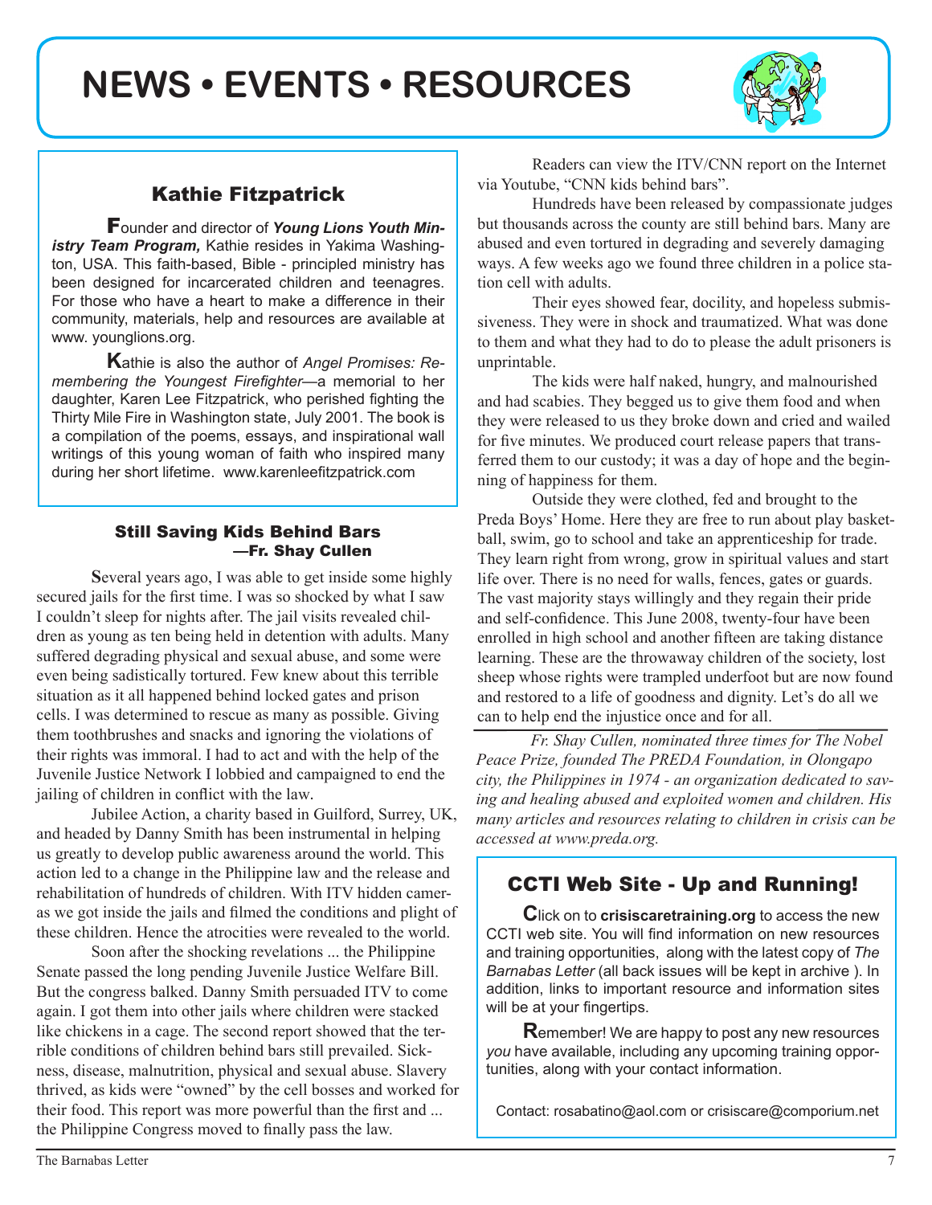# NEWS • EVENTS • RESOURCES

## Kathie Fitzpatrick

Founder and director of ***Young Lions Youth Ministry Team Program,*** Kathie resides in Yakima Washington, USA. This faith-based, Bible - principled ministry has been designed for incarcerated children and teenagres. For those who have a heart to make a difference in their community, materials, help and resources are available at www. younglions.org.

Kathie is also the author of *Angel Promises: Remembering the Youngest Firefighter*—a memorial to her daughter, Karen Lee Fitzpatrick, who perished fighting the Thirty Mile Fire in Washington state, July 2001. The book is a compilation of the poems, essays, and inspirational wall writings of this young woman of faith who inspired many during her short lifetime. www.karenleefitzpatrick.com

## Still Saving Kids Behind Bars
**—Fr. Shay Cullen**

Several years ago, I was able to get inside some highly secured jails for the first time. I was so shocked by what I saw I couldn't sleep for nights after. The jail visits revealed children as young as ten being held in detention with adults. Many suffered degrading physical and sexual abuse, and some were even being sadistically tortured. Few knew about this terrible situation as it all happened behind locked gates and prison cells. I was determined to rescue as many as possible. Giving them toothbrushes and snacks and ignoring the violations of their rights was immoral. I had to act and with the help of the Juvenile Justice Network I lobbied and campaigned to end the jailing of children in conflict with the law.

Jubilee Action, a charity based in Guilford, Surrey, UK, and headed by Danny Smith has been instrumental in helping us greatly to develop public awareness around the world. This action led to a change in the Philippine law and the release and rehabilitation of hundreds of children. With ITV hidden cameras we got inside the jails and filmed the conditions and plight of these children. Hence the atrocities were revealed to the world.

Soon after the shocking revelations ... the Philippine Senate passed the long pending Juvenile Justice Welfare Bill. But the congress balked. Danny Smith persuaded ITV to come again. I got them into other jails where children were stacked like chickens in a cage. The second report showed that the terrible conditions of children behind bars still prevailed. Sickness, disease, malnutrition, physical and sexual abuse. Slavery thrived, as kids were "owned" by the cell bosses and worked for their food. This report was more powerful than the first and ... the Philippine Congress moved to finally pass the law.

Readers can view the ITV/CNN report on the Internet via Youtube, "CNN kids behind bars".

Hundreds have been released by compassionate judges but thousands across the county are still behind bars. Many are abused and even tortured in degrading and severely damaging ways. A few weeks ago we found three children in a police station cell with adults.

Their eyes showed fear, docility, and hopeless submissiveness. They were in shock and traumatized. What was done to them and what they had to do to please the adult prisoners is unprintable.

The kids were half naked, hungry, and malnourished and had scabies. They begged us to give them food and when they were released to us they broke down and cried and wailed for five minutes. We produced court release papers that transferred them to our custody; it was a day of hope and the beginning of happiness for them.

Outside they were clothed, fed and brought to the Preda Boys' Home. Here they are free to run about play basketball, swim, go to school and take an apprenticeship for trade. They learn right from wrong, grow in spiritual values and start life over. There is no need for walls, fences, gates or guards. The vast majority stays willingly and they regain their pride and self-confidence. This June 2008, twenty-four have been enrolled in high school and another fifteen are taking distance learning. These are the throwaway children of the society, lost sheep whose rights were trampled underfoot but are now found and restored to a life of goodness and dignity. Let's do all we can to help end the injustice once and for all.

---

*Fr. Shay Cullen, nominated three times for The Nobel Peace Prize, founded The PREDA Foundation, in Olongapo city, the Philippines in 1974 - an organization dedicated to saving and healing abused and exploited women and children. His many articles and resources relating to children in crisis can be accessed at www.preda.org.*

## CCTI Web Site - Up and Running!

Click on to **crisiscaretraining.org** to access the new CCTI web site. You will find information on new resources and training opportunities, along with the latest copy of *The Barnabas Letter* (all back issues will be kept in archive ). In addition, links to important resource and information sites will be at your fingertips.

Remember! We are happy to post any new resources *you* have available, including any upcoming training opportunities, along with your contact information.

Contact: rosabatino@aol.com or crisiscare@comporium.net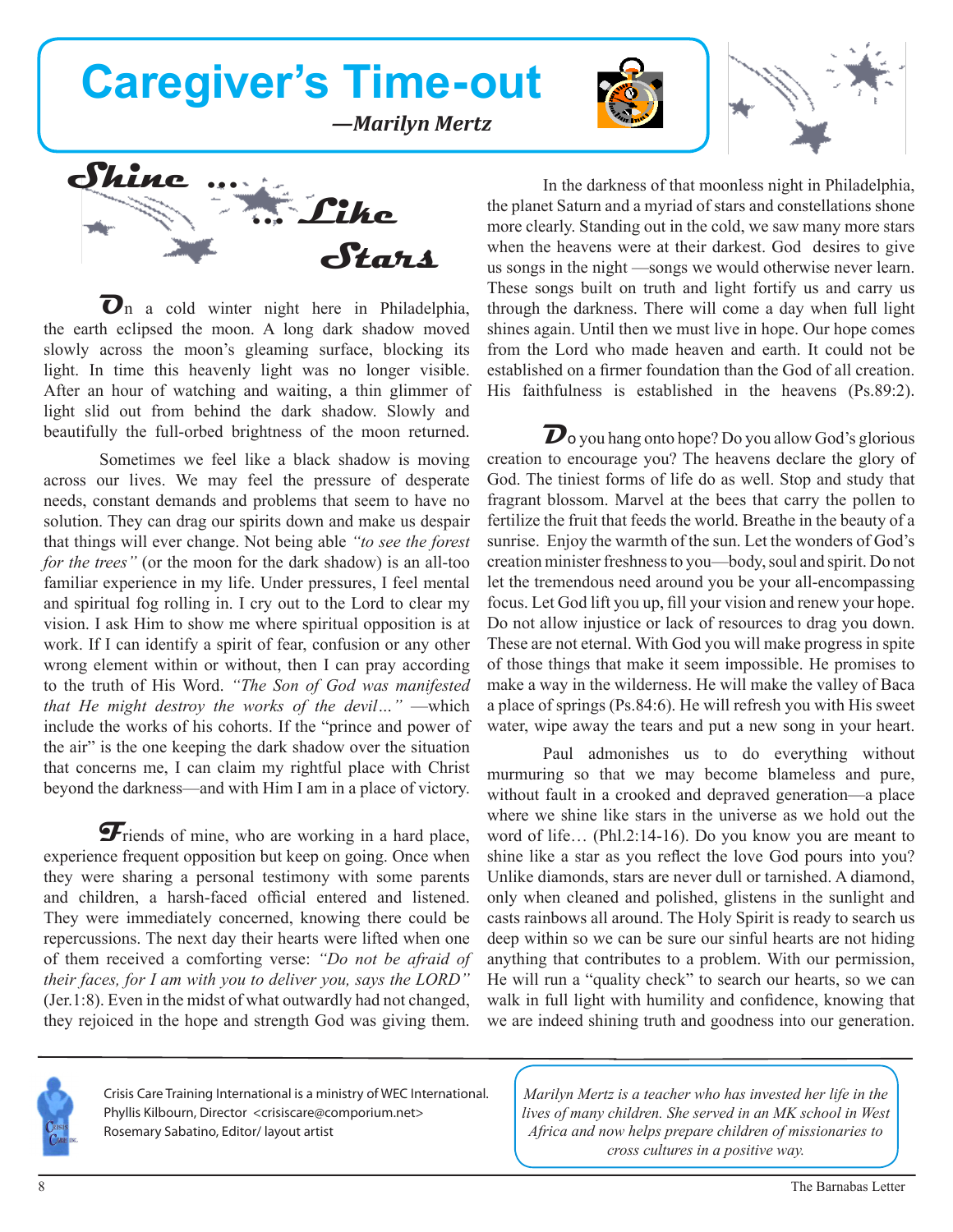# Caregiver's Time-out

***—Marilyn Mertz***

## Shine … … Like Stars

On a cold winter night here in Philadelphia, the earth eclipsed the moon. A long dark shadow moved slowly across the moon's gleaming surface, blocking its light. In time this heavenly light was no longer visible. After an hour of watching and waiting, a thin glimmer of light slid out from behind the dark shadow. Slowly and beautifully the full-orbed brightness of the moon returned.

Sometimes we feel like a black shadow is moving across our lives. We may feel the pressure of desperate needs, constant demands and problems that seem to have no solution. They can drag our spirits down and make us despair that things will ever change. Not being able *"to see the forest for the trees"* (or the moon for the dark shadow) is an all-too familiar experience in my life. Under pressures, I feel mental and spiritual fog rolling in. I cry out to the Lord to clear my vision. I ask Him to show me where spiritual opposition is at work. If I can identify a spirit of fear, confusion or any other wrong element within or without, then I can pray according to the truth of His Word. *"The Son of God was manifested that He might destroy the works of the devil…"* —which include the works of his cohorts. If the "prince and power of the air" is the one keeping the dark shadow over the situation that concerns me, I can claim my rightful place with Christ beyond the darkness—and with Him I am in a place of victory.

Friends of mine, who are working in a hard place, experience frequent opposition but keep on going. Once when they were sharing a personal testimony with some parents and children, a harsh-faced official entered and listened. They were immediately concerned, knowing there could be repercussions. The next day their hearts were lifted when one of them received a comforting verse: *"Do not be afraid of their faces, for I am with you to deliver you, says the LORD"* (Jer.1:8). Even in the midst of what outwardly had not changed, they rejoiced in the hope and strength God was giving them.

In the darkness of that moonless night in Philadelphia, the planet Saturn and a myriad of stars and constellations shone more clearly. Standing out in the cold, we saw many more stars when the heavens were at their darkest. God desires to give us songs in the night —songs we would otherwise never learn. These songs built on truth and light fortify us and carry us through the darkness. There will come a day when full light shines again. Until then we must live in hope. Our hope comes from the Lord who made heaven and earth. It could not be established on a firmer foundation than the God of all creation. His faithfulness is established in the heavens (Ps.89:2).

Do you hang onto hope? Do you allow God's glorious creation to encourage you? The heavens declare the glory of God. The tiniest forms of life do as well. Stop and study that fragrant blossom. Marvel at the bees that carry the pollen to fertilize the fruit that feeds the world. Breathe in the beauty of a sunrise. Enjoy the warmth of the sun. Let the wonders of God's creation minister freshness to you—body, soul and spirit. Do not let the tremendous need around you be your all-encompassing focus. Let God lift you up, fill your vision and renew your hope. Do not allow injustice or lack of resources to drag you down. These are not eternal. With God you will make progress in spite of those things that make it seem impossible. He promises to make a way in the wilderness. He will make the valley of Baca a place of springs (Ps.84:6). He will refresh you with His sweet water, wipe away the tears and put a new song in your heart.

Paul admonishes us to do everything without murmuring so that we may become blameless and pure, without fault in a crooked and depraved generation—a place where we shine like stars in the universe as we hold out the word of life… (Phl.2:14-16). Do you know you are meant to shine like a star as you reflect the love God pours into you? Unlike diamonds, stars are never dull or tarnished. A diamond, only when cleaned and polished, glistens in the sunlight and casts rainbows all around. The Holy Spirit is ready to search us deep within so we can be sure our sinful hearts are not hiding anything that contributes to a problem. With our permission, He will run a "quality check" to search our hearts, so we can walk in full light with humility and confidence, knowing that we are indeed shining truth and goodness into our generation.

---

Crisis Care Training International is a ministry of WEC International.
Phyllis Kilbourn, Director <crisiscare@comporium.net>
Rosemary Sabatino, Editor/ layout artist

*Marilyn Mertz is a teacher who has invested her life in the lives of many children. She served in an MK school in West Africa and now helps prepare children of missionaries to cross cultures in a positive way.*